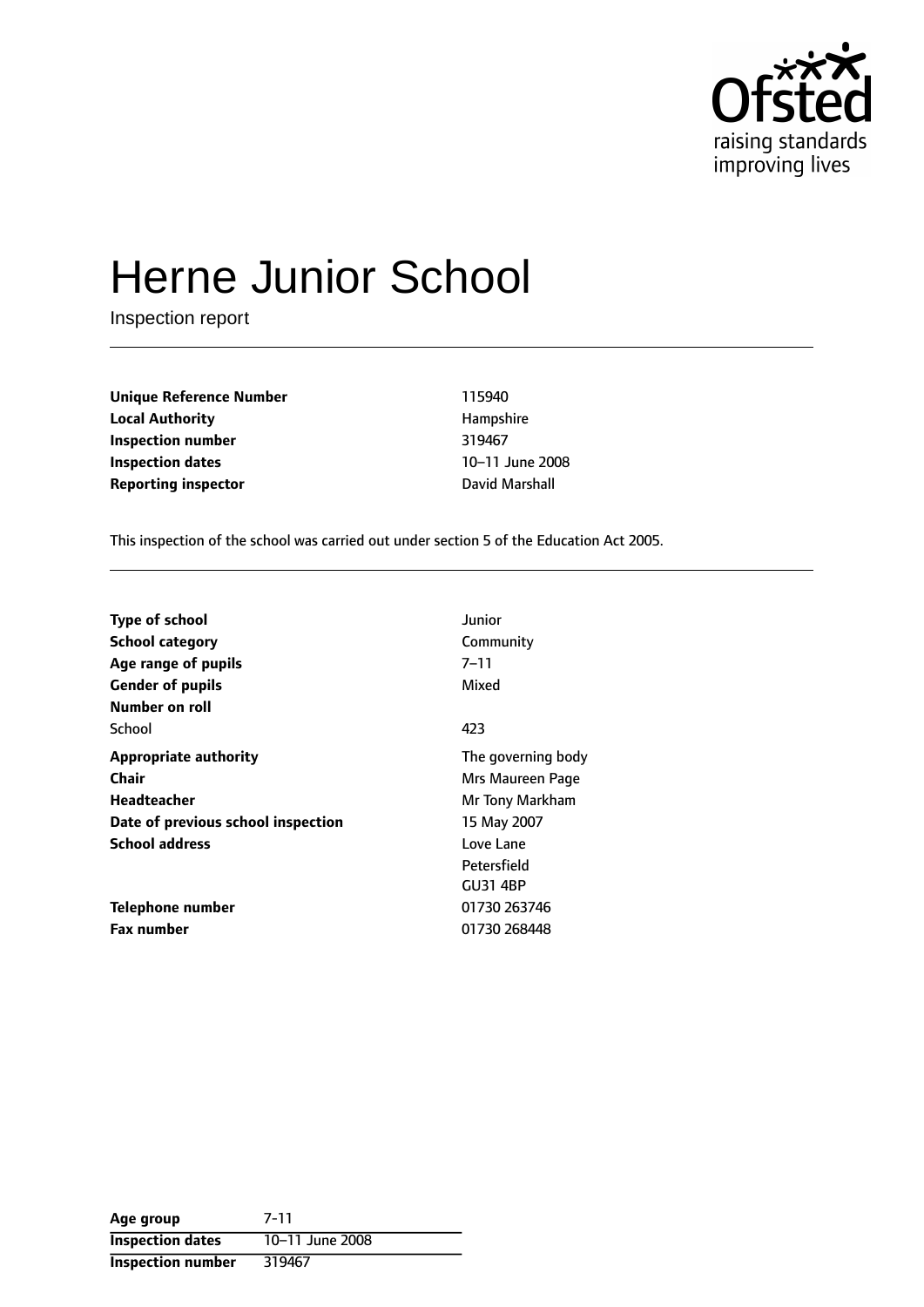Ofsted
raising standards
improving lives

# Herne Junior School

Inspection report

| | |
|---|---|
| **Unique Reference Number** | 115940 |
| **Local Authority** | Hampshire |
| **Inspection number** | 319467 |
| **Inspection dates** | 10–11 June 2008 |
| **Reporting inspector** | David Marshall |

This inspection of the school was carried out under section 5 of the Education Act 2005.

| | |
|---|---|
| **Type of school** | Junior |
| **School category** | Community |
| **Age range of pupils** | 7–11 |
| **Gender of pupils** | Mixed |
| **Number on roll** | |
| School | 423 |
| **Appropriate authority** | The governing body |
| **Chair** | Mrs Maureen Page |
| **Headteacher** | Mr Tony Markham |
| **Date of previous school inspection** | 15 May 2007 |
| **School address** | Love Lane<br>Petersfield<br>GU31 4BP |
| **Telephone number** | 01730 263746 |
| **Fax number** | 01730 268448 |

| | |
|---|---|
| **Age group** | 7–11 |
| **Inspection dates** | 10–11 June 2008 |
| **Inspection number** | 319467 |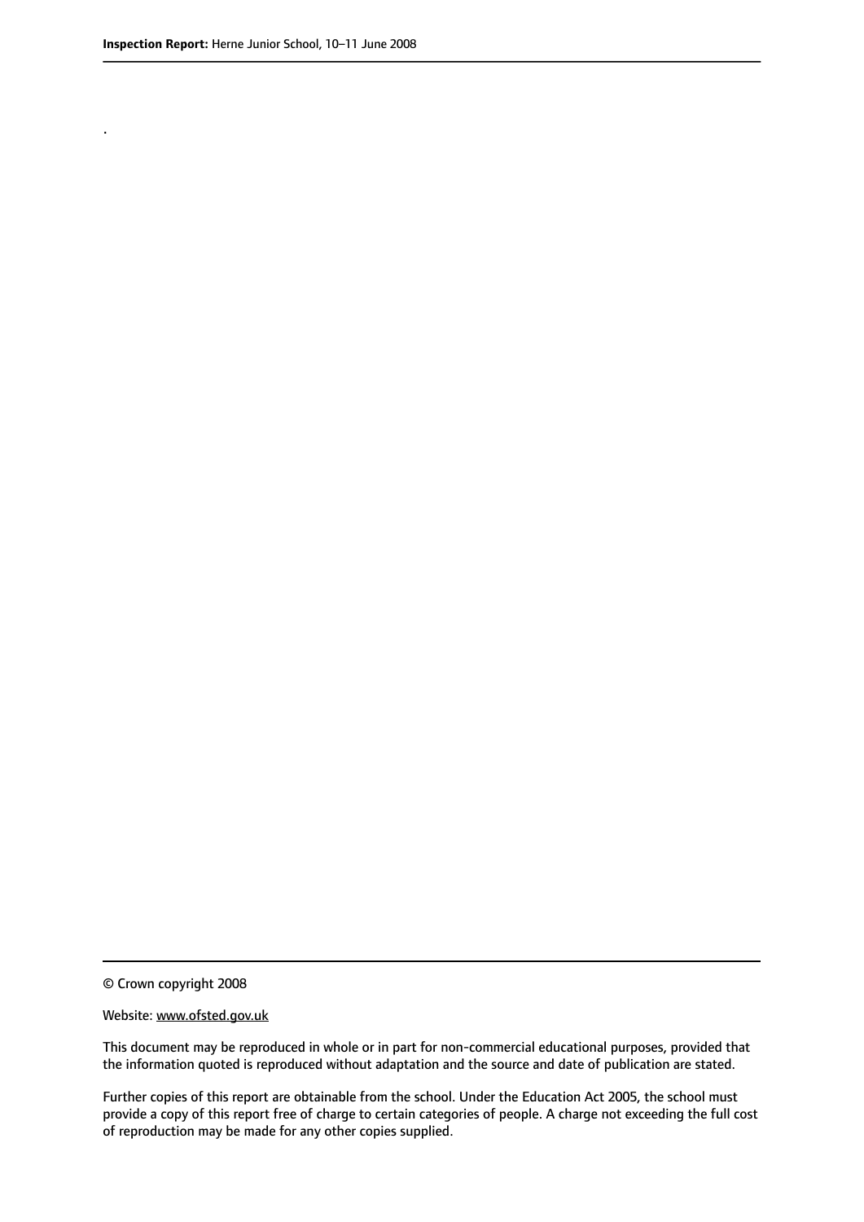.

© Crown copyright 2008

Website: www.ofsted.gov.uk

This document may be reproduced in whole or in part for non-commercial educational purposes, provided that the information quoted is reproduced without adaptation and the source and date of publication are stated.

Further copies of this report are obtainable from the school. Under the Education Act 2005, the school must provide a copy of this report free of charge to certain categories of people. A charge not exceeding the full cost of reproduction may be made for any other copies supplied.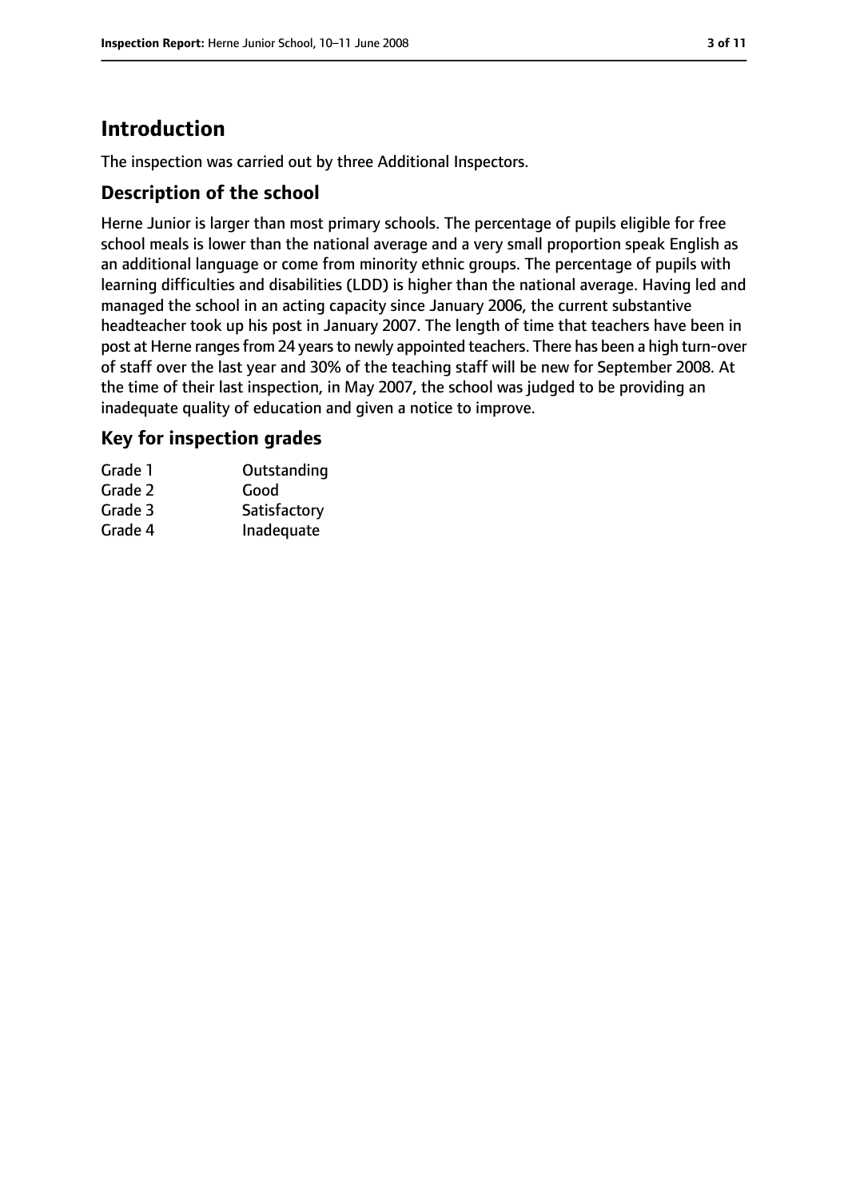# Introduction

The inspection was carried out by three Additional Inspectors.

## Description of the school

Herne Junior is larger than most primary schools. The percentage of pupils eligible for free school meals is lower than the national average and a very small proportion speak English as an additional language or come from minority ethnic groups. The percentage of pupils with learning difficulties and disabilities (LDD) is higher than the national average. Having led and managed the school in an acting capacity since January 2006, the current substantive headteacher took up his post in January 2007. The length of time that teachers have been in post at Herne ranges from 24 years to newly appointed teachers. There has been a high turn-over of staff over the last year and 30% of the teaching staff will be new for September 2008. At the time of their last inspection, in May 2007, the school was judged to be providing an inadequate quality of education and given a notice to improve.

## Key for inspection grades

| | |
|---|---|
| Grade 1 | Outstanding |
| Grade 2 | Good |
| Grade 3 | Satisfactory |
| Grade 4 | Inadequate |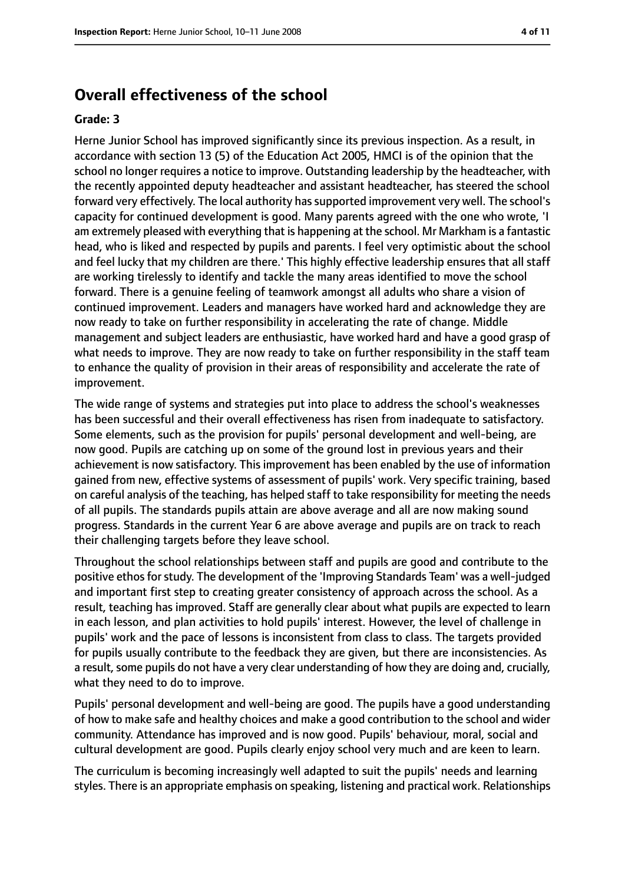## Overall effectiveness of the school

### Grade: 3

Herne Junior School has improved significantly since its previous inspection. As a result, in accordance with section 13 (5) of the Education Act 2005, HMCI is of the opinion that the school no longer requires a notice to improve. Outstanding leadership by the headteacher, with the recently appointed deputy headteacher and assistant headteacher, has steered the school forward very effectively. The local authority has supported improvement very well. The school's capacity for continued development is good. Many parents agreed with the one who wrote, 'I am extremely pleased with everything that is happening at the school. Mr Markham is a fantastic head, who is liked and respected by pupils and parents. I feel very optimistic about the school and feel lucky that my children are there.' This highly effective leadership ensures that all staff are working tirelessly to identify and tackle the many areas identified to move the school forward. There is a genuine feeling of teamwork amongst all adults who share a vision of continued improvement. Leaders and managers have worked hard and acknowledge they are now ready to take on further responsibility in accelerating the rate of change. Middle management and subject leaders are enthusiastic, have worked hard and have a good grasp of what needs to improve. They are now ready to take on further responsibility in the staff team to enhance the quality of provision in their areas of responsibility and accelerate the rate of improvement.

The wide range of systems and strategies put into place to address the school's weaknesses has been successful and their overall effectiveness has risen from inadequate to satisfactory. Some elements, such as the provision for pupils' personal development and well-being, are now good. Pupils are catching up on some of the ground lost in previous years and their achievement is now satisfactory. This improvement has been enabled by the use of information gained from new, effective systems of assessment of pupils' work. Very specific training, based on careful analysis of the teaching, has helped staff to take responsibility for meeting the needs of all pupils. The standards pupils attain are above average and all are now making sound progress. Standards in the current Year 6 are above average and pupils are on track to reach their challenging targets before they leave school.

Throughout the school relationships between staff and pupils are good and contribute to the positive ethos for study. The development of the 'Improving Standards Team' was a well-judged and important first step to creating greater consistency of approach across the school. As a result, teaching has improved. Staff are generally clear about what pupils are expected to learn in each lesson, and plan activities to hold pupils' interest. However, the level of challenge in pupils' work and the pace of lessons is inconsistent from class to class. The targets provided for pupils usually contribute to the feedback they are given, but there are inconsistencies. As a result, some pupils do not have a very clear understanding of how they are doing and, crucially, what they need to do to improve.

Pupils' personal development and well-being are good. The pupils have a good understanding of how to make safe and healthy choices and make a good contribution to the school and wider community. Attendance has improved and is now good. Pupils' behaviour, moral, social and cultural development are good. Pupils clearly enjoy school very much and are keen to learn.

The curriculum is becoming increasingly well adapted to suit the pupils' needs and learning styles. There is an appropriate emphasis on speaking, listening and practical work. Relationships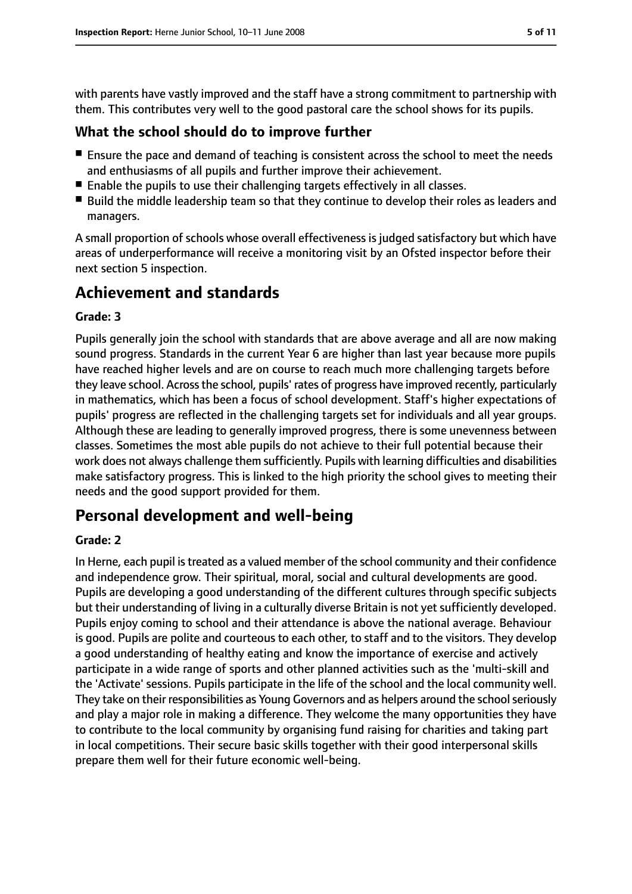with parents have vastly improved and the staff have a strong commitment to partnership with them. This contributes very well to the good pastoral care the school shows for its pupils.

### What the school should do to improve further

- Ensure the pace and demand of teaching is consistent across the school to meet the needs and enthusiasms of all pupils and further improve their achievement.
- Enable the pupils to use their challenging targets effectively in all classes.
- Build the middle leadership team so that they continue to develop their roles as leaders and managers.

A small proportion of schools whose overall effectiveness is judged satisfactory but which have areas of underperformance will receive a monitoring visit by an Ofsted inspector before their next section 5 inspection.

## Achievement and standards

#### Grade: 3

Pupils generally join the school with standards that are above average and all are now making sound progress. Standards in the current Year 6 are higher than last year because more pupils have reached higher levels and are on course to reach much more challenging targets before they leave school. Across the school, pupils' rates of progress have improved recently, particularly in mathematics, which has been a focus of school development. Staff's higher expectations of pupils' progress are reflected in the challenging targets set for individuals and all year groups. Although these are leading to generally improved progress, there is some unevenness between classes. Sometimes the most able pupils do not achieve to their full potential because their work does not always challenge them sufficiently. Pupils with learning difficulties and disabilities make satisfactory progress. This is linked to the high priority the school gives to meeting their needs and the good support provided for them.

## Personal development and well-being

#### Grade: 2

In Herne, each pupil is treated as a valued member of the school community and their confidence and independence grow. Their spiritual, moral, social and cultural developments are good. Pupils are developing a good understanding of the different cultures through specific subjects but their understanding of living in a culturally diverse Britain is not yet sufficiently developed. Pupils enjoy coming to school and their attendance is above the national average. Behaviour is good. Pupils are polite and courteous to each other, to staff and to the visitors. They develop a good understanding of healthy eating and know the importance of exercise and actively participate in a wide range of sports and other planned activities such as the 'multi-skill and the 'Activate' sessions. Pupils participate in the life of the school and the local community well. They take on their responsibilities as Young Governors and as helpers around the school seriously and play a major role in making a difference. They welcome the many opportunities they have to contribute to the local community by organising fund raising for charities and taking part in local competitions. Their secure basic skills together with their good interpersonal skills prepare them well for their future economic well-being.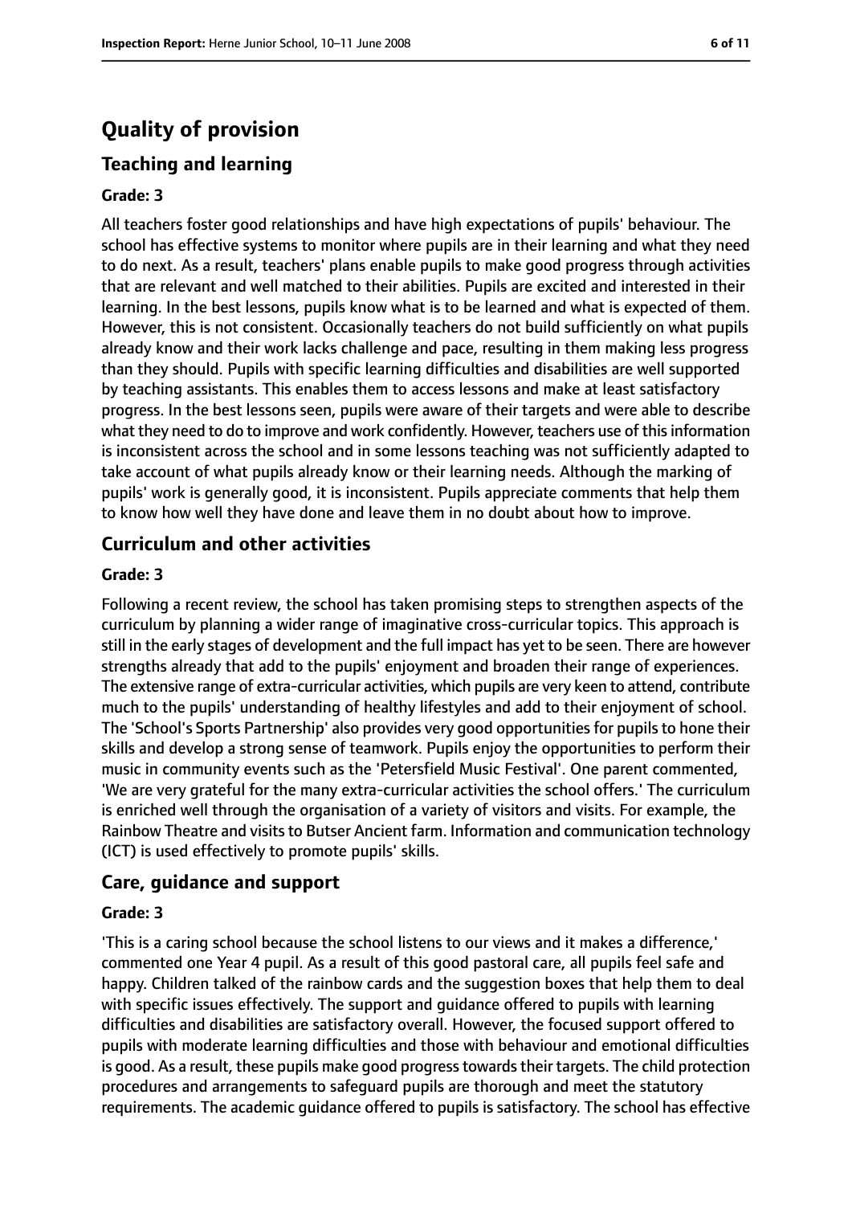# Quality of provision

## Teaching and learning

**Grade: 3**

All teachers foster good relationships and have high expectations of pupils' behaviour. The school has effective systems to monitor where pupils are in their learning and what they need to do next. As a result, teachers' plans enable pupils to make good progress through activities that are relevant and well matched to their abilities. Pupils are excited and interested in their learning. In the best lessons, pupils know what is to be learned and what is expected of them. However, this is not consistent. Occasionally teachers do not build sufficiently on what pupils already know and their work lacks challenge and pace, resulting in them making less progress than they should. Pupils with specific learning difficulties and disabilities are well supported by teaching assistants. This enables them to access lessons and make at least satisfactory progress. In the best lessons seen, pupils were aware of their targets and were able to describe what they need to do to improve and work confidently. However, teachers use of this information is inconsistent across the school and in some lessons teaching was not sufficiently adapted to take account of what pupils already know or their learning needs. Although the marking of pupils' work is generally good, it is inconsistent. Pupils appreciate comments that help them to know how well they have done and leave them in no doubt about how to improve.

## Curriculum and other activities

**Grade: 3**

Following a recent review, the school has taken promising steps to strengthen aspects of the curriculum by planning a wider range of imaginative cross-curricular topics. This approach is still in the early stages of development and the full impact has yet to be seen. There are however strengths already that add to the pupils' enjoyment and broaden their range of experiences. The extensive range of extra-curricular activities, which pupils are very keen to attend, contribute much to the pupils' understanding of healthy lifestyles and add to their enjoyment of school. The 'School's Sports Partnership' also provides very good opportunities for pupils to hone their skills and develop a strong sense of teamwork. Pupils enjoy the opportunities to perform their music in community events such as the 'Petersfield Music Festival'. One parent commented, 'We are very grateful for the many extra-curricular activities the school offers.' The curriculum is enriched well through the organisation of a variety of visitors and visits. For example, the Rainbow Theatre and visits to Butser Ancient farm. Information and communication technology (ICT) is used effectively to promote pupils' skills.

## Care, guidance and support

**Grade: 3**

'This is a caring school because the school listens to our views and it makes a difference,' commented one Year 4 pupil. As a result of this good pastoral care, all pupils feel safe and happy. Children talked of the rainbow cards and the suggestion boxes that help them to deal with specific issues effectively. The support and guidance offered to pupils with learning difficulties and disabilities are satisfactory overall. However, the focused support offered to pupils with moderate learning difficulties and those with behaviour and emotional difficulties is good. As a result, these pupils make good progress towards their targets. The child protection procedures and arrangements to safeguard pupils are thorough and meet the statutory requirements. The academic guidance offered to pupils is satisfactory. The school has effective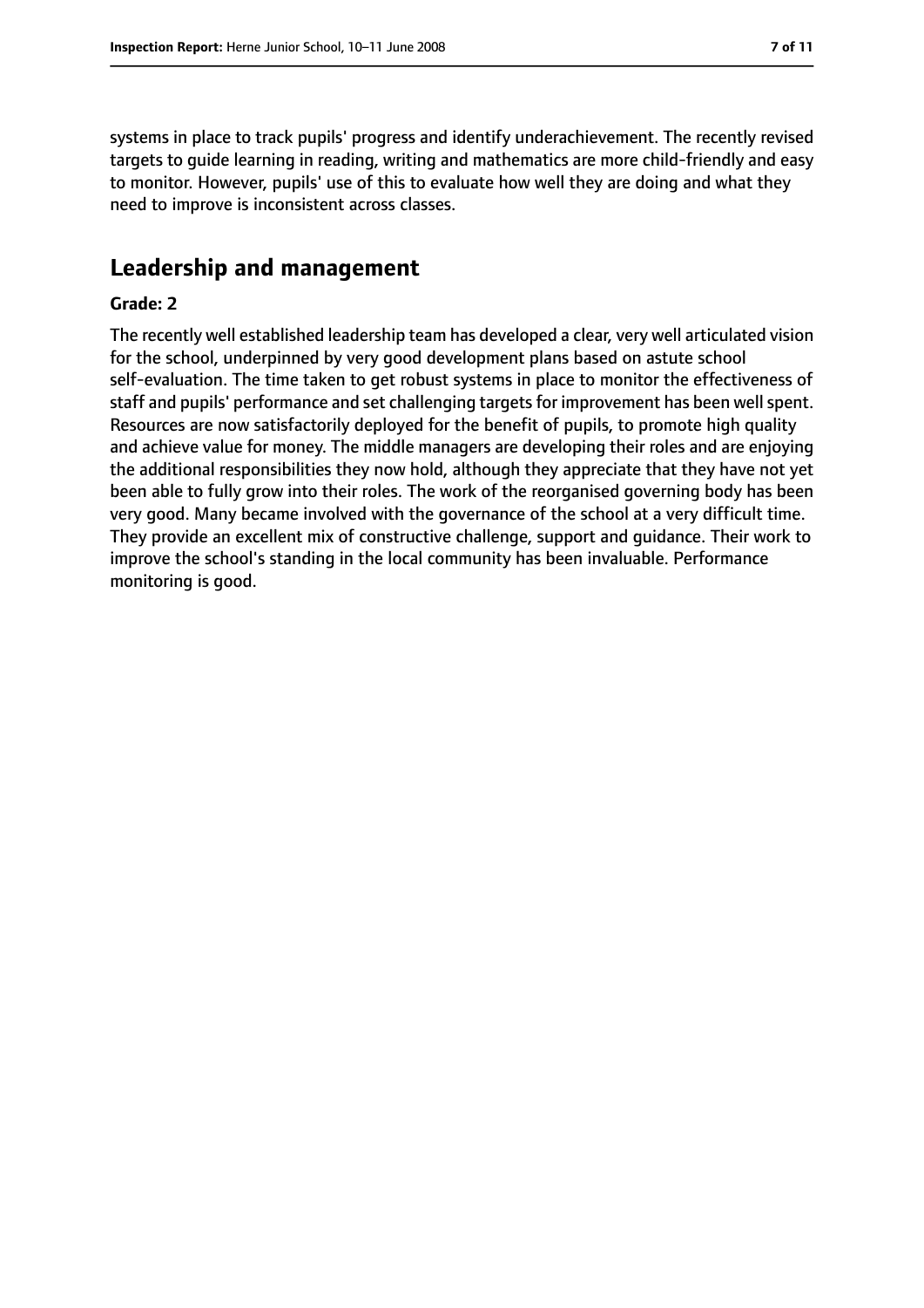systems in place to track pupils' progress and identify underachievement. The recently revised targets to guide learning in reading, writing and mathematics are more child-friendly and easy to monitor. However, pupils' use of this to evaluate how well they are doing and what they need to improve is inconsistent across classes.

## Leadership and management

### Grade: 2

The recently well established leadership team has developed a clear, very well articulated vision for the school, underpinned by very good development plans based on astute school self-evaluation. The time taken to get robust systems in place to monitor the effectiveness of staff and pupils' performance and set challenging targets for improvement has been well spent. Resources are now satisfactorily deployed for the benefit of pupils, to promote high quality and achieve value for money. The middle managers are developing their roles and are enjoying the additional responsibilities they now hold, although they appreciate that they have not yet been able to fully grow into their roles. The work of the reorganised governing body has been very good. Many became involved with the governance of the school at a very difficult time. They provide an excellent mix of constructive challenge, support and guidance. Their work to improve the school's standing in the local community has been invaluable. Performance monitoring is good.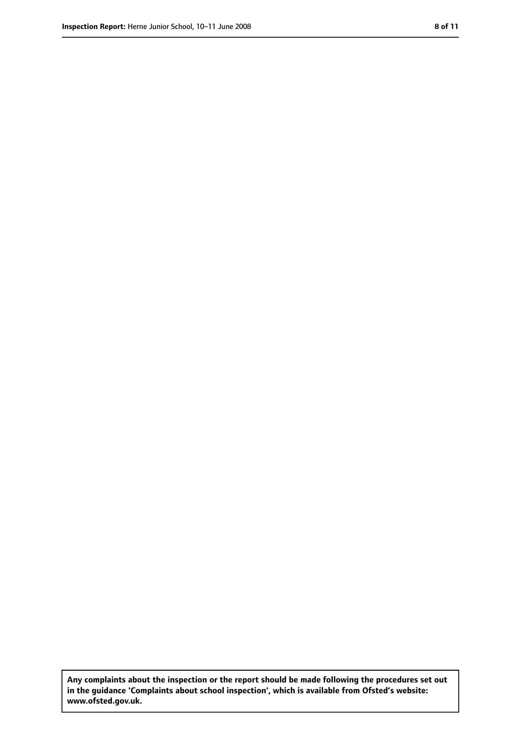**Any complaints about the inspection or the report should be made following the procedures set out in the guidance 'Complaints about school inspection', which is available from Ofsted's website: www.ofsted.gov.uk.**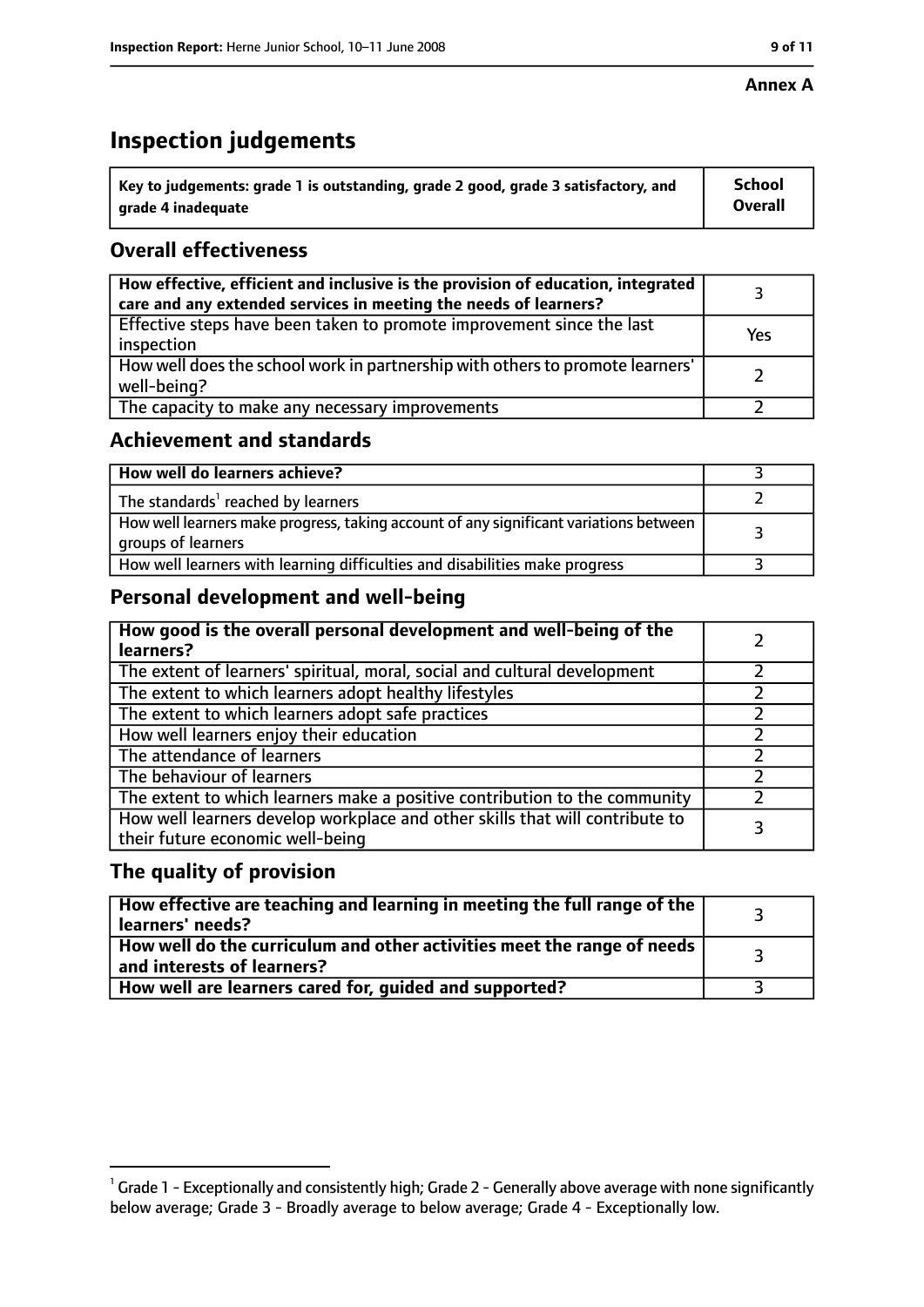**Annex A**

# Inspection judgements

| Key to judgements: grade 1 is outstanding, grade 2 good, grade 3 satisfactory, and grade 4 inadequate | School Overall |
|---|---|

## Overall effectiveness

| | |
|---|---|
| **How effective, efficient and inclusive is the provision of education, integrated care and any extended services in meeting the needs of learners?** | 3 |
| Effective steps have been taken to promote improvement since the last inspection | Yes |
| How well does the school work in partnership with others to promote learners' well-being? | 2 |
| The capacity to make any necessary improvements | 2 |

## Achievement and standards

| | |
|---|---|
| **How well do learners achieve?** | 3 |
| The standards[1] reached by learners | 2 |
| How well learners make progress, taking account of any significant variations between groups of learners | 3 |
| How well learners with learning difficulties and disabilities make progress | 3 |

## Personal development and well-being

| | |
|---|---|
| **How good is the overall personal development and well-being of the learners?** | 2 |
| The extent of learners' spiritual, moral, social and cultural development | 2 |
| The extent to which learners adopt healthy lifestyles | 2 |
| The extent to which learners adopt safe practices | 2 |
| How well learners enjoy their education | 2 |
| The attendance of learners | 2 |
| The behaviour of learners | 2 |
| The extent to which learners make a positive contribution to the community | 2 |
| How well learners develop workplace and other skills that will contribute to their future economic well-being | 3 |

## The quality of provision

| | |
|---|---|
| **How effective are teaching and learning in meeting the full range of the learners' needs?** | 3 |
| **How well do the curriculum and other activities meet the range of needs and interests of learners?** | 3 |
| **How well are learners cared for, guided and supported?** | 3 |

[1] Grade 1 - Exceptionally and consistently high; Grade 2 - Generally above average with none significantly below average; Grade 3 - Broadly average to below average; Grade 4 - Exceptionally low.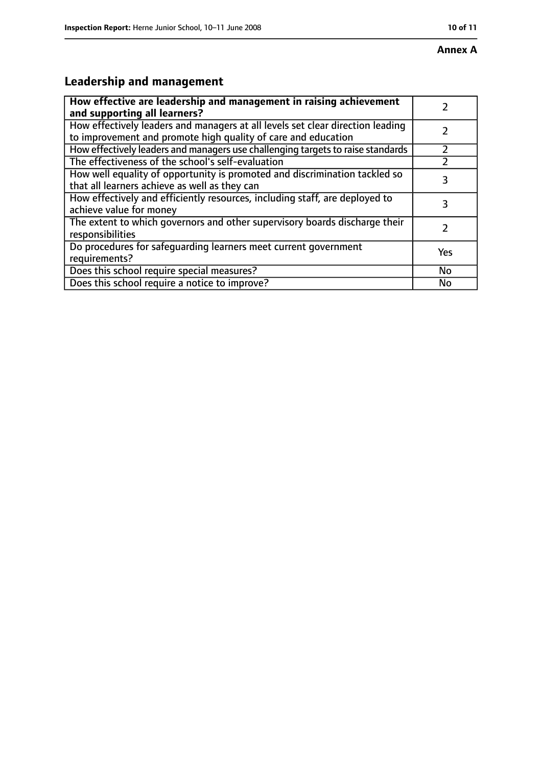**Annex A**

## Leadership and management

| How effective are leadership and management in raising achievement and supporting all learners? | 2 |
|---|---|
| How effectively leaders and managers at all levels set clear direction leading to improvement and promote high quality of care and education | 2 |
| How effectively leaders and managers use challenging targets to raise standards | 2 |
| The effectiveness of the school's self-evaluation | 2 |
| How well equality of opportunity is promoted and discrimination tackled so that all learners achieve as well as they can | 3 |
| How effectively and efficiently resources, including staff, are deployed to achieve value for money | 3 |
| The extent to which governors and other supervisory boards discharge their responsibilities | 2 |
| Do procedures for safeguarding learners meet current government requirements? | Yes |
| Does this school require special measures? | No |
| Does this school require a notice to improve? | No |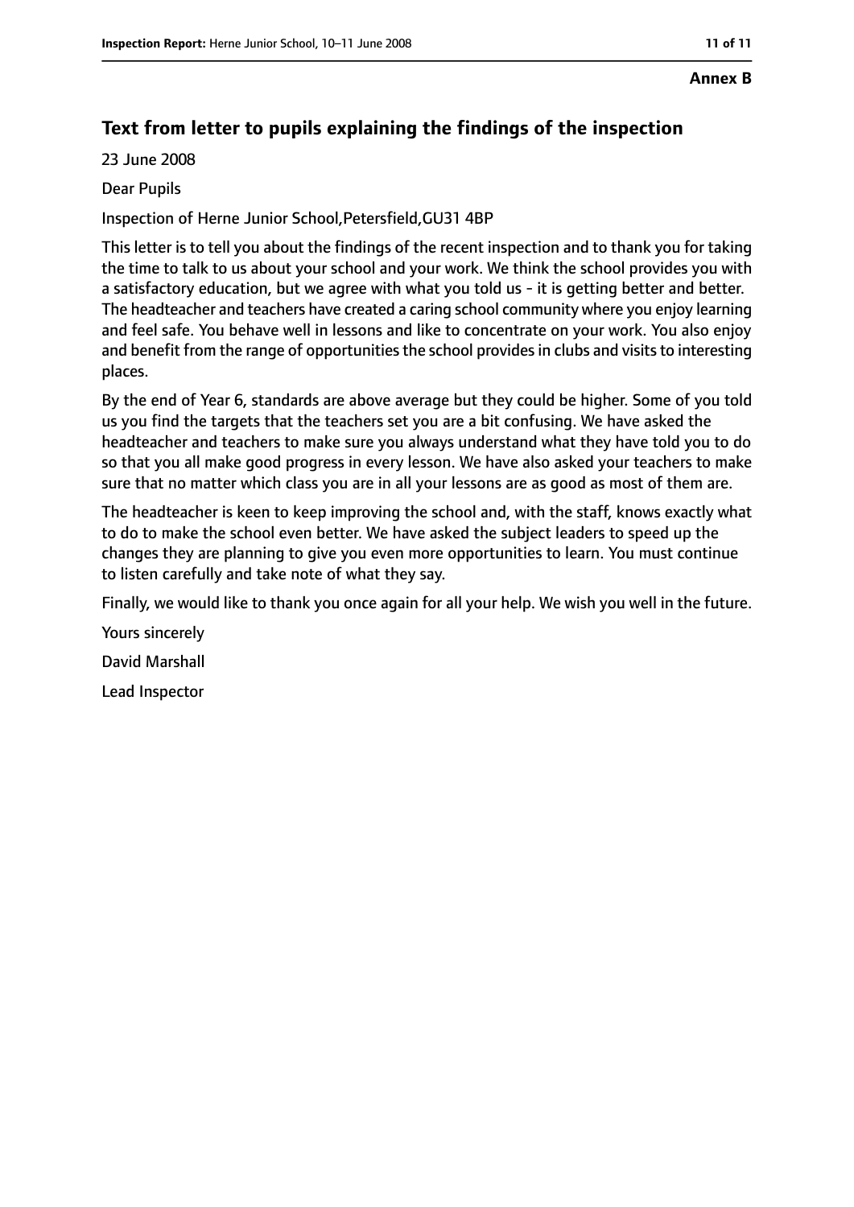**Annex B**

## Text from letter to pupils explaining the findings of the inspection

23 June 2008

Dear Pupils

Inspection of Herne Junior School,Petersfield,GU31 4BP

This letter is to tell you about the findings of the recent inspection and to thank you for taking the time to talk to us about your school and your work. We think the school provides you with a satisfactory education, but we agree with what you told us - it is getting better and better. The headteacher and teachers have created a caring school community where you enjoy learning and feel safe. You behave well in lessons and like to concentrate on your work. You also enjoy and benefit from the range of opportunities the school provides in clubs and visits to interesting places.

By the end of Year 6, standards are above average but they could be higher. Some of you told us you find the targets that the teachers set you are a bit confusing. We have asked the headteacher and teachers to make sure you always understand what they have told you to do so that you all make good progress in every lesson. We have also asked your teachers to make sure that no matter which class you are in all your lessons are as good as most of them are.

The headteacher is keen to keep improving the school and, with the staff, knows exactly what to do to make the school even better. We have asked the subject leaders to speed up the changes they are planning to give you even more opportunities to learn. You must continue to listen carefully and take note of what they say.

Finally, we would like to thank you once again for all your help. We wish you well in the future.

Yours sincerely

David Marshall

Lead Inspector